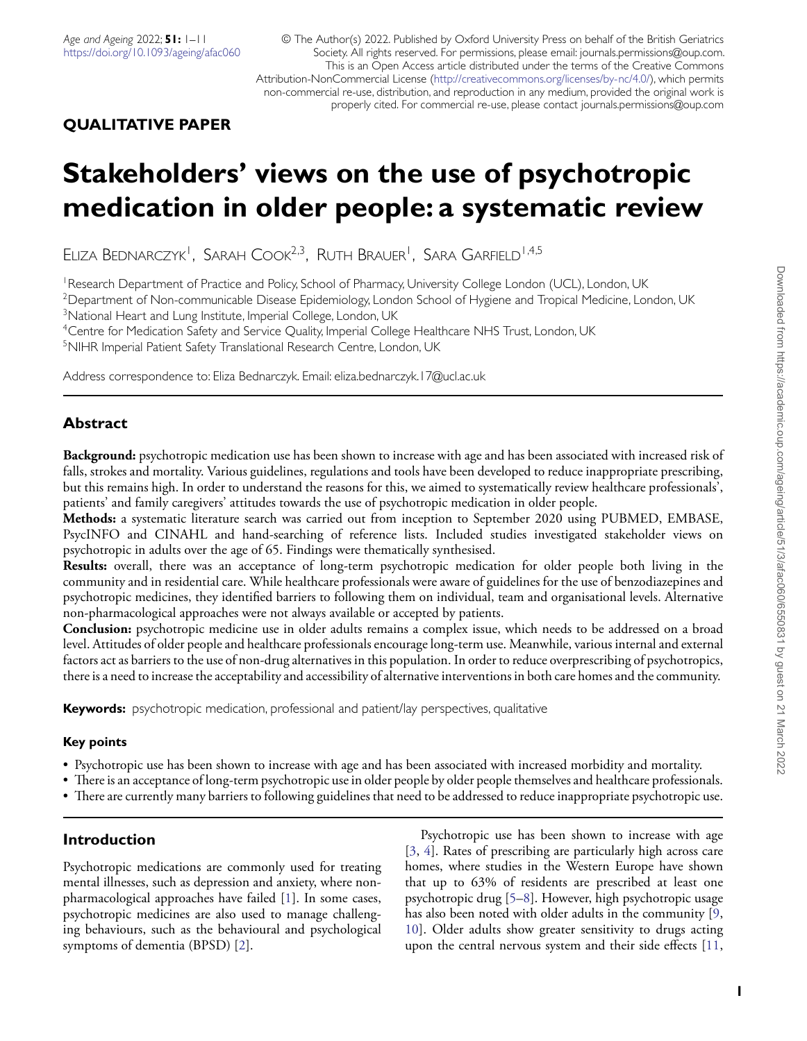**QUALITATIVE PAPER**

# Stakeholders' views on the use of psychotropic medication in older people: a systematic review

Eliza Bednarczyk[1], Sarah Cook[2,3], Ruth Brauer[1], Sara Garfield[1,4,5]

[1]Research Department of Practice and Policy, School of Pharmacy, University College London (UCL), London, UK
[2]Department of Non-communicable Disease Epidemiology, London School of Hygiene and Tropical Medicine, London, UK
[3]National Heart and Lung Institute, Imperial College, London, UK
[4]Centre for Medication Safety and Service Quality, Imperial College Healthcare NHS Trust, London, UK
[5]NIHR Imperial Patient Safety Translational Research Centre, London, UK

Address correspondence to: Eliza Bednarczyk. Email: eliza.bednarczyk.17@ucl.ac.uk

## Abstract

**Background:** psychotropic medication use has been shown to increase with age and has been associated with increased risk of falls, strokes and mortality. Various guidelines, regulations and tools have been developed to reduce inappropriate prescribing, but this remains high. In order to understand the reasons for this, we aimed to systematically review healthcare professionals', patients' and family caregivers' attitudes towards the use of psychotropic medication in older people.

**Methods:** a systematic literature search was carried out from inception to September 2020 using PUBMED, EMBASE, PsycINFO and CINAHL and hand-searching of reference lists. Included studies investigated stakeholder views on psychotropic in adults over the age of 65. Findings were thematically synthesised.

**Results:** overall, there was an acceptance of long-term psychotropic medication for older people both living in the community and in residential care. While healthcare professionals were aware of guidelines for the use of benzodiazepines and psychotropic medicines, they identified barriers to following them on individual, team and organisational levels. Alternative non-pharmacological approaches were not always available or accepted by patients.

**Conclusion:** psychotropic medicine use in older adults remains a complex issue, which needs to be addressed on a broad level. Attitudes of older people and healthcare professionals encourage long-term use. Meanwhile, various internal and external factors act as barriers to the use of non-drug alternatives in this population. In order to reduce overprescribing of psychotropics, there is a need to increase the acceptability and accessibility of alternative interventions in both care homes and the community.

**Keywords:** psychotropic medication, professional and patient/lay perspectives, qualitative

### Key points

- Psychotropic use has been shown to increase with age and has been associated with increased morbidity and mortality.
- There is an acceptance of long-term psychotropic use in older people by older people themselves and healthcare professionals.
- There are currently many barriers to following guidelines that need to be addressed to reduce inappropriate psychotropic use.

## Introduction

Psychotropic medications are commonly used for treating mental illnesses, such as depression and anxiety, where non-pharmacological approaches have failed [1]. In some cases, psychotropic medicines are also used to manage challenging behaviours, such as the behavioural and psychological symptoms of dementia (BPSD) [2].

Psychotropic use has been shown to increase with age [3, 4]. Rates of prescribing are particularly high across care homes, where studies in the Western Europe have shown that up to 63% of residents are prescribed at least one psychotropic drug [5–8]. However, high psychotropic usage has also been noted with older adults in the community [9, 10]. Older adults show greater sensitivity to drugs acting upon the central nervous system and their side effects [11,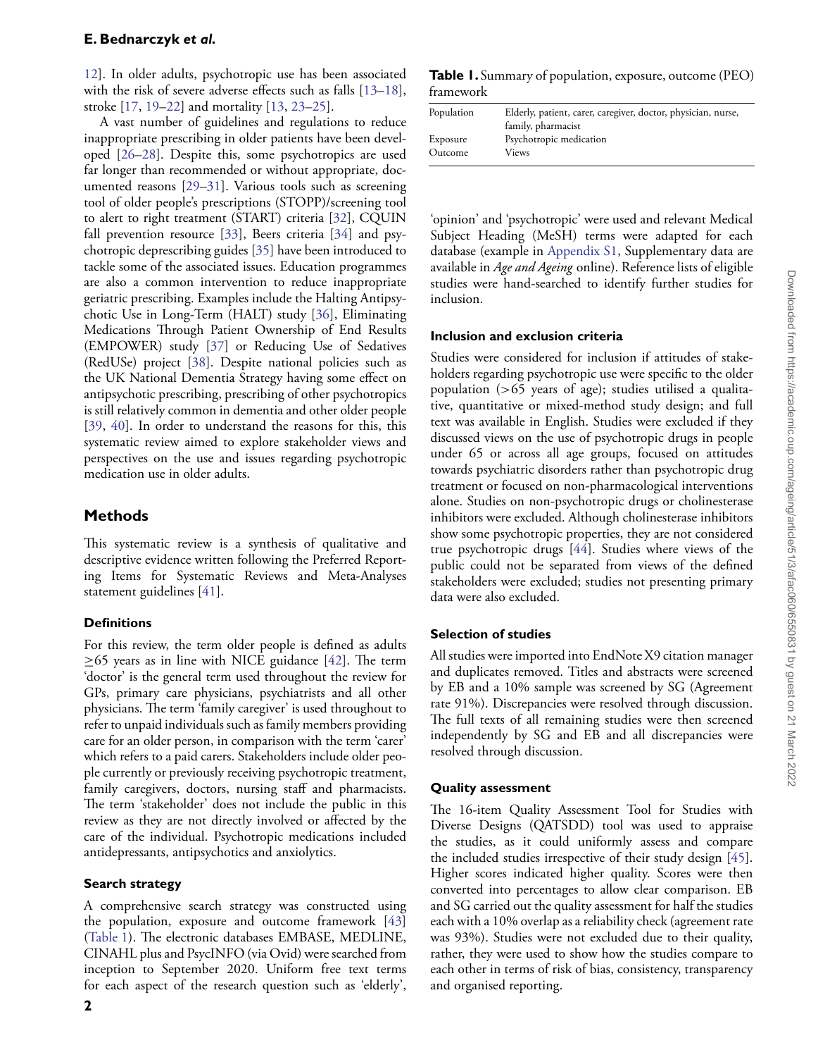12]. In older adults, psychotropic use has been associated with the risk of severe adverse effects such as falls [13–18], stroke [17, 19–22] and mortality [13, 23–25].

A vast number of guidelines and regulations to reduce inappropriate prescribing in older patients have been developed [26–28]. Despite this, some psychotropics are used far longer than recommended or without appropriate, documented reasons [29–31]. Various tools such as screening tool of older people's prescriptions (STOPP)/screening tool to alert to right treatment (START) criteria [32], CQUIN fall prevention resource [33], Beers criteria [34] and psychotropic deprescribing guides [35] have been introduced to tackle some of the associated issues. Education programmes are also a common intervention to reduce inappropriate geriatric prescribing. Examples include the Halting Antipsychotic Use in Long-Term (HALT) study [36], Eliminating Medications Through Patient Ownership of End Results (EMPOWER) study [37] or Reducing Use of Sedatives (RedUSe) project [38]. Despite national policies such as the UK National Dementia Strategy having some effect on antipsychotic prescribing, prescribing of other psychotropics is still relatively common in dementia and other older people [39, 40]. In order to understand the reasons for this, this systematic review aimed to explore stakeholder views and perspectives on the use and issues regarding psychotropic medication use in older adults.

## Methods

This systematic review is a synthesis of qualitative and descriptive evidence written following the Preferred Reporting Items for Systematic Reviews and Meta-Analyses statement guidelines [41].

### Definitions

For this review, the term older people is defined as adults ≥65 years as in line with NICE guidance [42]. The term 'doctor' is the general term used throughout the review for GPs, primary care physicians, psychiatrists and all other physicians. The term 'family caregiver' is used throughout to refer to unpaid individuals such as family members providing care for an older person, in comparison with the term 'carer' which refers to a paid carers. Stakeholders include older people currently or previously receiving psychotropic treatment, family caregivers, doctors, nursing staff and pharmacists. The term 'stakeholder' does not include the public in this review as they are not directly involved or affected by the care of the individual. Psychotropic medications included antidepressants, antipsychotics and anxiolytics.

### Search strategy

A comprehensive search strategy was constructed using the population, exposure and outcome framework [43] (Table 1). The electronic databases EMBASE, MEDLINE, CINAHL plus and PsycINFO (via Ovid) were searched from inception to September 2020. Uniform free text terms for each aspect of the research question such as 'elderly', 'opinion' and 'psychotropic' were used and relevant Medical Subject Heading (MeSH) terms were adapted for each database (example in Appendix S1, Supplementary data are available in *Age and Ageing* online). Reference lists of eligible studies were hand-searched to identify further studies for inclusion.

**Table 1.** Summary of population, exposure, outcome (PEO) framework

| | |
|---|---|
| Population | Elderly, patient, carer, caregiver, doctor, physician, nurse, family, pharmacist |
| Exposure | Psychotropic medication |
| Outcome | Views |

### Inclusion and exclusion criteria

Studies were considered for inclusion if attitudes of stakeholders regarding psychotropic use were specific to the older population (>65 years of age); studies utilised a qualitative, quantitative or mixed-method study design; and full text was available in English. Studies were excluded if they discussed views on the use of psychotropic drugs in people under 65 or across all age groups, focused on attitudes towards psychiatric disorders rather than psychotropic drug treatment or focused on non-pharmacological interventions alone. Studies on non-psychotropic drugs or cholinesterase inhibitors were excluded. Although cholinesterase inhibitors show some psychotropic properties, they are not considered true psychotropic drugs [44]. Studies where views of the public could not be separated from views of the defined stakeholders were excluded; studies not presenting primary data were also excluded.

### Selection of studies

All studies were imported into EndNote X9 citation manager and duplicates removed. Titles and abstracts were screened by EB and a 10% sample was screened by SG (Agreement rate 91%). Discrepancies were resolved through discussion. The full texts of all remaining studies were then screened independently by SG and EB and all discrepancies were resolved through discussion.

### Quality assessment

The 16-item Quality Assessment Tool for Studies with Diverse Designs (QATSDD) tool was used to appraise the studies, as it could uniformly assess and compare the included studies irrespective of their study design [45]. Higher scores indicated higher quality. Scores were then converted into percentages to allow clear comparison. EB and SG carried out the quality assessment for half the studies each with a 10% overlap as a reliability check (agreement rate was 93%). Studies were not excluded due to their quality, rather, they were used to show how the studies compare to each other in terms of risk of bias, consistency, transparency and organised reporting.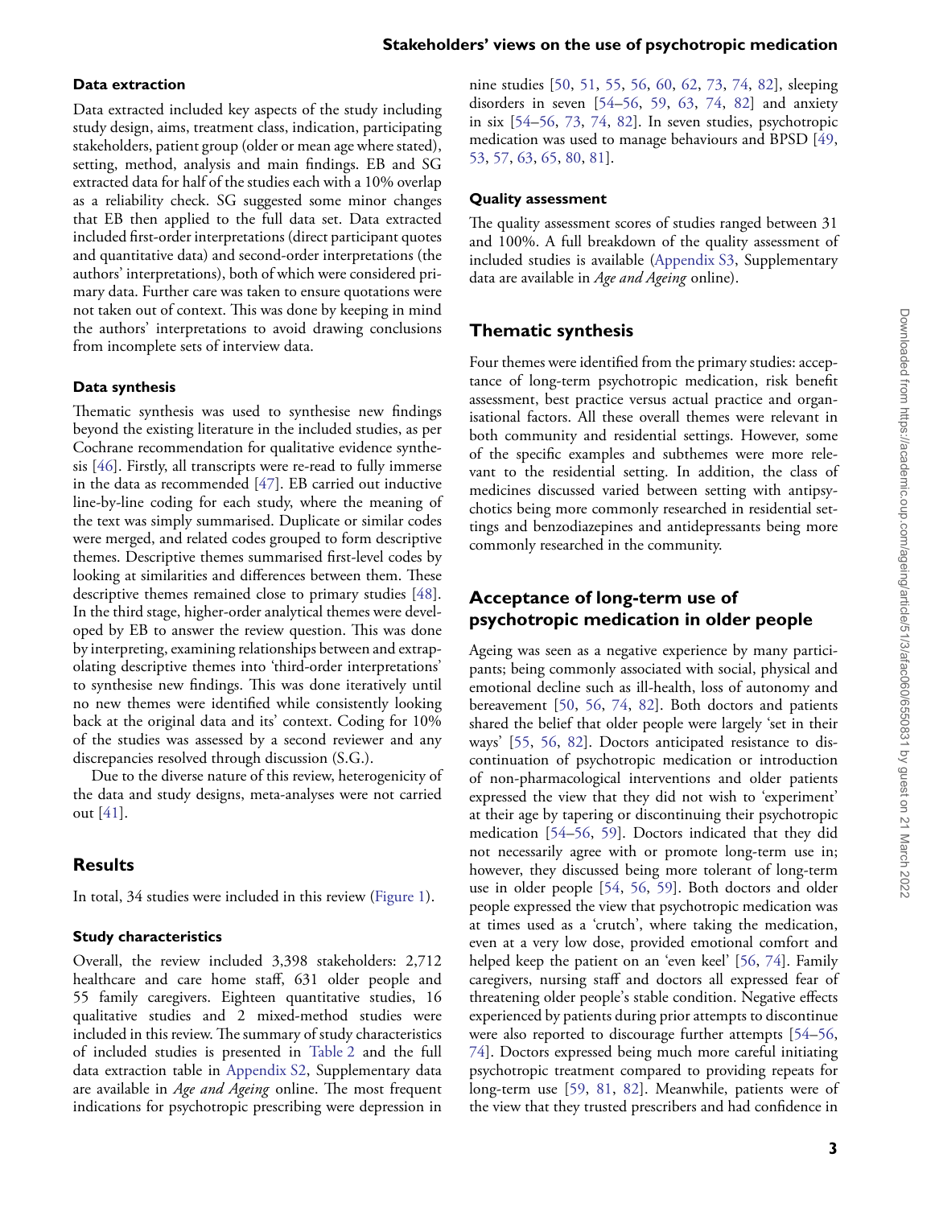### Data extraction

Data extracted included key aspects of the study including study design, aims, treatment class, indication, participating stakeholders, patient group (older or mean age where stated), setting, method, analysis and main findings. EB and SG extracted data for half of the studies each with a 10% overlap as a reliability check. SG suggested some minor changes that EB then applied to the full data set. Data extracted included first-order interpretations (direct participant quotes and quantitative data) and second-order interpretations (the authors' interpretations), both of which were considered primary data. Further care was taken to ensure quotations were not taken out of context. This was done by keeping in mind the authors' interpretations to avoid drawing conclusions from incomplete sets of interview data.

### Data synthesis

Thematic synthesis was used to synthesise new findings beyond the existing literature in the included studies, as per Cochrane recommendation for qualitative evidence synthesis [46]. Firstly, all transcripts were re-read to fully immerse in the data as recommended [47]. EB carried out inductive line-by-line coding for each study, where the meaning of the text was simply summarised. Duplicate or similar codes were merged, and related codes grouped to form descriptive themes. Descriptive themes summarised first-level codes by looking at similarities and differences between them. These descriptive themes remained close to primary studies [48]. In the third stage, higher-order analytical themes were developed by EB to answer the review question. This was done by interpreting, examining relationships between and extrapolating descriptive themes into 'third-order interpretations' to synthesise new findings. This was done iteratively until no new themes were identified while consistently looking back at the original data and its' context. Coding for 10% of the studies was assessed by a second reviewer and any discrepancies resolved through discussion (S.G.).

Due to the diverse nature of this review, heterogenicity of the data and study designs, meta-analyses were not carried out [41].

## Results

In total, 34 studies were included in this review (Figure 1).

### Study characteristics

Overall, the review included 3,398 stakeholders: 2,712 healthcare and care home staff, 631 older people and 55 family caregivers. Eighteen quantitative studies, 16 qualitative studies and 2 mixed-method studies were included in this review. The summary of study characteristics of included studies is presented in Table 2 and the full data extraction table in Appendix S2, Supplementary data are available in *Age and Ageing* online. The most frequent indications for psychotropic prescribing were depression in nine studies [50, 51, 55, 56, 60, 62, 73, 74, 82], sleeping disorders in seven [54–56, 59, 63, 74, 82] and anxiety in six [54–56, 73, 74, 82]. In seven studies, psychotropic medication was used to manage behaviours and BPSD [49, 53, 57, 63, 65, 80, 81].

### Quality assessment

The quality assessment scores of studies ranged between 31 and 100%. A full breakdown of the quality assessment of included studies is available (Appendix S3, Supplementary data are available in *Age and Ageing* online).

## Thematic synthesis

Four themes were identified from the primary studies: acceptance of long-term psychotropic medication, risk benefit assessment, best practice versus actual practice and organisational factors. All these overall themes were relevant in both community and residential settings. However, some of the specific examples and subthemes were more relevant to the residential setting. In addition, the class of medicines discussed varied between setting with antipsychotics being more commonly researched in residential settings and benzodiazepines and antidepressants being more commonly researched in the community.

## Acceptance of long-term use of psychotropic medication in older people

Ageing was seen as a negative experience by many participants; being commonly associated with social, physical and emotional decline such as ill-health, loss of autonomy and bereavement [50, 56, 74, 82]. Both doctors and patients shared the belief that older people were largely 'set in their ways' [55, 56, 82]. Doctors anticipated resistance to discontinuation of psychotropic medication or introduction of non-pharmacological interventions and older patients expressed the view that they did not wish to 'experiment' at their age by tapering or discontinuing their psychotropic medication [54–56, 59]. Doctors indicated that they did not necessarily agree with or promote long-term use in; however, they discussed being more tolerant of long-term use in older people [54, 56, 59]. Both doctors and older people expressed the view that psychotropic medication was at times used as a 'crutch', where taking the medication, even at a very low dose, provided emotional comfort and helped keep the patient on an 'even keel' [56, 74]. Family caregivers, nursing staff and doctors all expressed fear of threatening older people's stable condition. Negative effects experienced by patients during prior attempts to discontinue were also reported to discourage further attempts [54–56, 74]. Doctors expressed being much more careful initiating psychotropic treatment compared to providing repeats for long-term use [59, 81, 82]. Meanwhile, patients were of the view that they trusted prescribers and had confidence in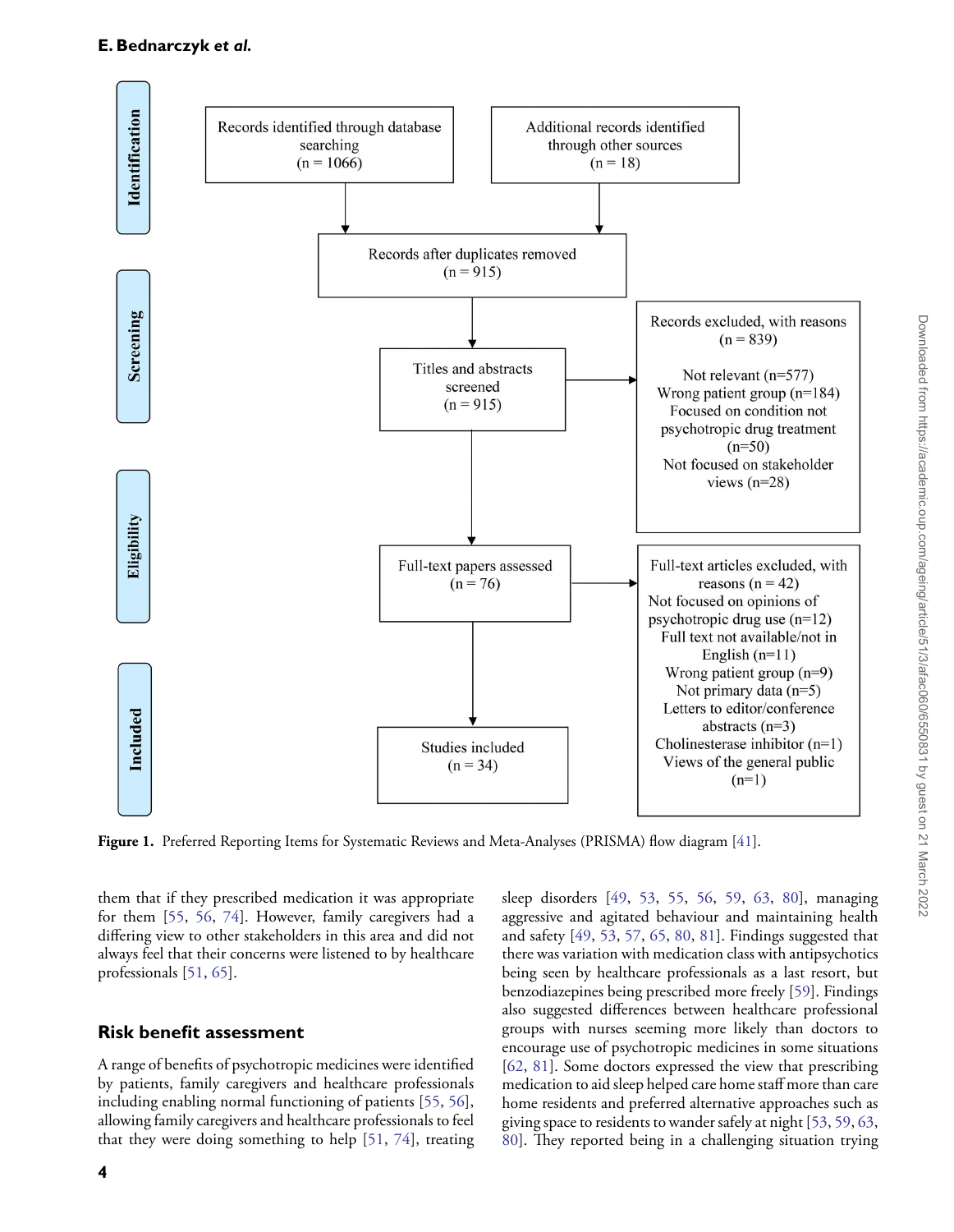**Identification**

- Records identified through database searching (n = 1066)
- Additional records identified through other sources (n = 18)

**Screening**

- Records after duplicates removed (n = 915)
- Titles and abstracts screened (n = 915)
- Records excluded, with reasons (n = 839)
  - Not relevant (n=577)
  - Wrong patient group (n=184)
  - Focused on condition not psychotropic drug treatment (n=50)
  - Not focused on stakeholder views (n=28)

**Eligibility**

- Full-text papers assessed (n = 76)
- Full-text articles excluded, with reasons (n = 42)
  - Not focused on opinions of psychotropic drug use (n=12)
  - Full text not available/not in English (n=11)
  - Wrong patient group (n=9)
  - Not primary data (n=5)
  - Letters to editor/conference abstracts (n=3)
  - Cholinesterase inhibitor (n=1)
  - Views of the general public (n=1)

**Included**

- Studies included (n = 34)

**Figure 1.** Preferred Reporting Items for Systematic Reviews and Meta-Analyses (PRISMA) flow diagram [41].

them that if they prescribed medication it was appropriate for them [55, 56, 74]. However, family caregivers had a differing view to other stakeholders in this area and did not always feel that their concerns were listened to by healthcare professionals [51, 65].

## Risk benefit assessment

A range of benefits of psychotropic medicines were identified by patients, family caregivers and healthcare professionals including enabling normal functioning of patients [55, 56], allowing family caregivers and healthcare professionals to feel that they were doing something to help [51, 74], treating sleep disorders [49, 53, 55, 56, 59, 63, 80], managing aggressive and agitated behaviour and maintaining health and safety [49, 53, 57, 65, 80, 81]. Findings suggested that there was variation with medication class with antipsychotics being seen by healthcare professionals as a last resort, but benzodiazepines being prescribed more freely [59]. Findings also suggested differences between healthcare professional groups with nurses seeming more likely than doctors to encourage use of psychotropic medicines in some situations [62, 81]. Some doctors expressed the view that prescribing medication to aid sleep helped care home staff more than care home residents and preferred alternative approaches such as giving space to residents to wander safely at night [53, 59, 63, 80]. They reported being in a challenging situation trying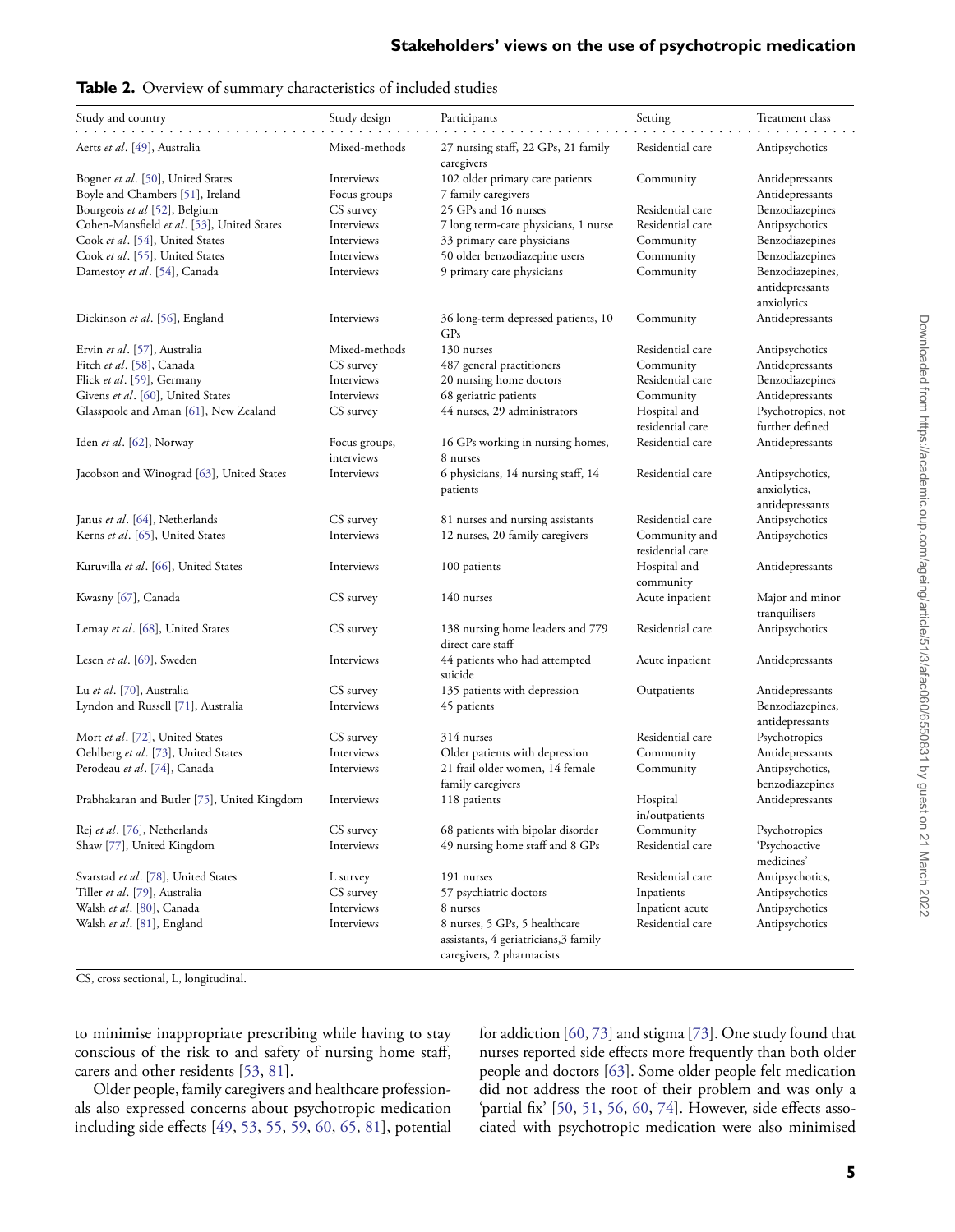**Table 2.** Overview of summary characteristics of included studies

| Study and country | Study design | Participants | Setting | Treatment class |
|---|---|---|---|---|
| Aerts *et al*. [49], Australia | Mixed-methods | 27 nursing staff, 22 GPs, 21 family caregivers | Residential care | Antipsychotics |
| Bogner *et al*. [50], United States | Interviews | 102 older primary care patients | Community | Antidepressants |
| Boyle and Chambers [51], Ireland | Focus groups | 7 family caregivers | | Antidepressants |
| Bourgeois *et al* [52], Belgium | CS survey | 25 GPs and 16 nurses | Residential care | Benzodiazepines |
| Cohen-Mansfield *et al*. [53], United States | Interviews | 7 long term-care physicians, 1 nurse | Residential care | Antipsychotics |
| Cook *et al*. [54], United States | Interviews | 33 primary care physicians | Community | Benzodiazepines |
| Cook *et al*. [55], United States | Interviews | 50 older benzodiazepine users | Community | Benzodiazepines |
| Damestoy *et al*. [54], Canada | Interviews | 9 primary care physicians | Community | Benzodiazepines, antidepressants anxiolytics |
| Dickinson *et al*. [56], England | Interviews | 36 long-term depressed patients, 10 GPs | Community | Antidepressants |
| Ervin *et al*. [57], Australia | Mixed-methods | 130 nurses | Residential care | Antipsychotics |
| Fitch *et al*. [58], Canada | CS survey | 487 general practitioners | Community | Antidepressants |
| Flick *et al*. [59], Germany | Interviews | 20 nursing home doctors | Residential care | Benzodiazepines |
| Givens *et al*. [60], United States | Interviews | 68 geriatric patients | Community | Antidepressants |
| Glasspoole and Aman [61], New Zealand | CS survey | 44 nurses, 29 administrators | Hospital and residential care | Psychotropics, not further defined |
| Iden *et al*. [62], Norway | Focus groups, interviews | 16 GPs working in nursing homes, 8 nurses | Residential care | Antidepressants |
| Jacobson and Winograd [63], United States | Interviews | 6 physicians, 14 nursing staff, 14 patients | Residential care | Antipsychotics, anxiolytics, antidepressants |
| Janus *et al*. [64], Netherlands | CS survey | 81 nurses and nursing assistants | Residential care | Antipsychotics |
| Kerns *et al*. [65], United States | Interviews | 12 nurses, 20 family caregivers | Community and residential care | Antipsychotics |
| Kuruvilla *et al*. [66], United States | Interviews | 100 patients | Hospital and community | Antidepressants |
| Kwasny [67], Canada | CS survey | 140 nurses | Acute inpatient | Major and minor tranquilisers |
| Lemay *et al*. [68], United States | CS survey | 138 nursing home leaders and 779 direct care staff | Residential care | Antipsychotics |
| Lesen *et al*. [69], Sweden | Interviews | 44 patients who had attempted suicide | Acute inpatient | Antidepressants |
| Lu *et al*. [70], Australia | CS survey | 135 patients with depression | Outpatients | Antidepressants |
| Lyndon and Russell [71], Australia | Interviews | 45 patients | | Benzodiazepines, antidepressants |
| Mort *et al*. [72], United States | CS survey | 314 nurses | Residential care | Psychotropics |
| Oehlberg *et al*. [73], United States | Interviews | Older patients with depression | Community | Antidepressants |
| Perodeau *et al*. [74], Canada | Interviews | 21 frail older women, 14 female family caregivers | Community | Antipsychotics, benzodiazepines |
| Prabhakaran and Butler [75], United Kingdom | Interviews | 118 patients | Hospital in/outpatients | Antidepressants |
| Rej *et al*. [76], Netherlands | CS survey | 68 patients with bipolar disorder | Community | Psychotropics |
| Shaw [77], United Kingdom | Interviews | 49 nursing home staff and 8 GPs | Residential care | 'Psychoactive medicines' |
| Svarstad *et al*. [78], United States | L survey | 191 nurses | Residential care | Antipsychotics, |
| Tiller *et al*. [79], Australia | CS survey | 57 psychiatric doctors | Inpatients | Antipsychotics |
| Walsh *et al*. [80], Canada | Interviews | 8 nurses | Inpatient acute | Antipsychotics |
| Walsh *et al*. [81], England | Interviews | 8 nurses, 5 GPs, 5 healthcare assistants, 4 geriatricians,3 family caregivers, 2 pharmacists | Residential care | Antipsychotics |

CS, cross sectional, L, longitudinal.

to minimise inappropriate prescribing while having to stay conscious of the risk to and safety of nursing home staff, carers and other residents [53, 81].

Older people, family caregivers and healthcare professionals also expressed concerns about psychotropic medication including side effects [49, 53, 55, 59, 60, 65, 81], potential for addiction [60, 73] and stigma [73]. One study found that nurses reported side effects more frequently than both older people and doctors [63]. Some older people felt medication did not address the root of their problem and was only a 'partial fix' [50, 51, 56, 60, 74]. However, side effects associated with psychotropic medication were also minimised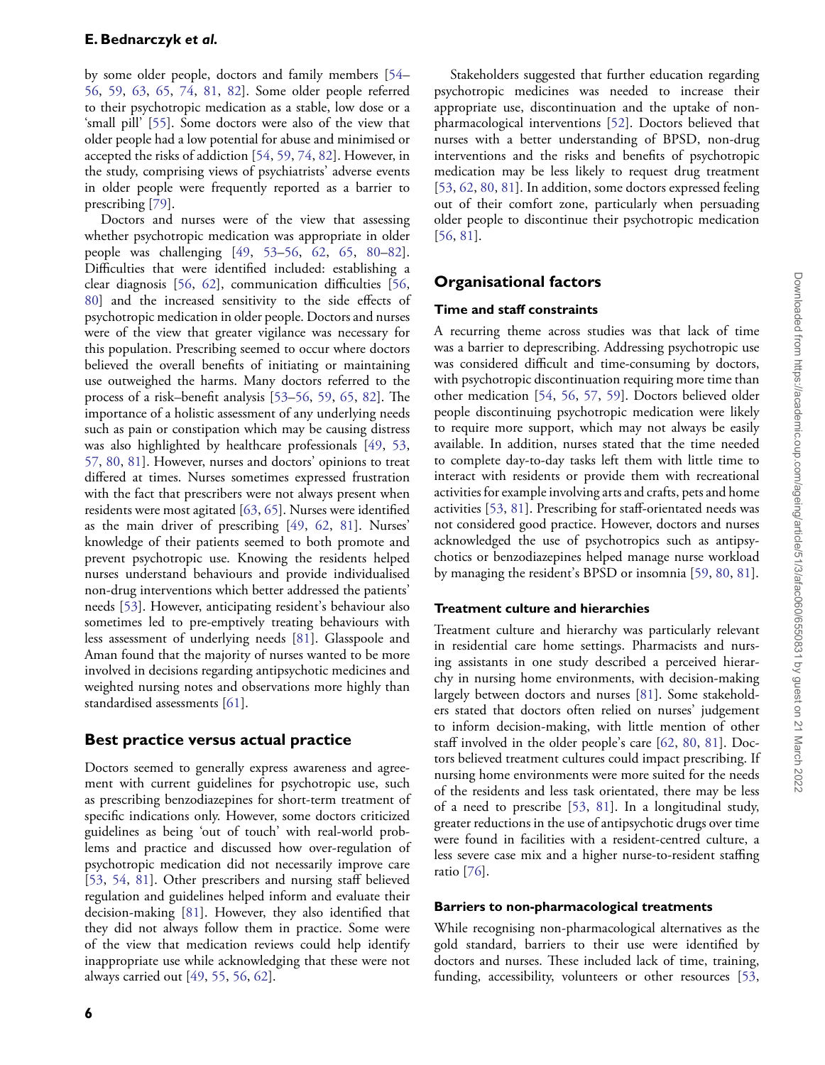by some older people, doctors and family members [54–56, 59, 63, 65, 74, 81, 82]. Some older people referred to their psychotropic medication as a stable, low dose or a 'small pill' [55]. Some doctors were also of the view that older people had a low potential for abuse and minimised or accepted the risks of addiction [54, 59, 74, 82]. However, in the study, comprising views of psychiatrists' adverse events in older people were frequently reported as a barrier to prescribing [79].

Doctors and nurses were of the view that assessing whether psychotropic medication was appropriate in older people was challenging [49, 53–56, 62, 65, 80–82]. Difficulties that were identified included: establishing a clear diagnosis [56, 62], communication difficulties [56, 80] and the increased sensitivity to the side effects of psychotropic medication in older people. Doctors and nurses were of the view that greater vigilance was necessary for this population. Prescribing seemed to occur where doctors believed the overall benefits of initiating or maintaining use outweighed the harms. Many doctors referred to the process of a risk–benefit analysis [53–56, 59, 65, 82]. The importance of a holistic assessment of any underlying needs such as pain or constipation which may be causing distress was also highlighted by healthcare professionals [49, 53, 57, 80, 81]. However, nurses and doctors' opinions to treat differed at times. Nurses sometimes expressed frustration with the fact that prescribers were not always present when residents were most agitated [63, 65]. Nurses were identified as the main driver of prescribing [49, 62, 81]. Nurses' knowledge of their patients seemed to both promote and prevent psychotropic use. Knowing the residents helped nurses understand behaviours and provide individualised non-drug interventions which better addressed the patients' needs [53]. However, anticipating resident's behaviour also sometimes led to pre-emptively treating behaviours with less assessment of underlying needs [81]. Glasspoole and Aman found that the majority of nurses wanted to be more involved in decisions regarding antipsychotic medicines and weighted nursing notes and observations more highly than standardised assessments [61].

## Best practice versus actual practice

Doctors seemed to generally express awareness and agreement with current guidelines for psychotropic use, such as prescribing benzodiazepines for short-term treatment of specific indications only. However, some doctors criticized guidelines as being 'out of touch' with real-world problems and practice and discussed how over-regulation of psychotropic medication did not necessarily improve care [53, 54, 81]. Other prescribers and nursing staff believed regulation and guidelines helped inform and evaluate their decision-making [81]. However, they also identified that they did not always follow them in practice. Some were of the view that medication reviews could help identify inappropriate use while acknowledging that these were not always carried out [49, 55, 56, 62].

Stakeholders suggested that further education regarding psychotropic medicines was needed to increase their appropriate use, discontinuation and the uptake of non-pharmacological interventions [52]. Doctors believed that nurses with a better understanding of BPSD, non-drug interventions and the risks and benefits of psychotropic medication may be less likely to request drug treatment [53, 62, 80, 81]. In addition, some doctors expressed feeling out of their comfort zone, particularly when persuading older people to discontinue their psychotropic medication [56, 81].

## Organisational factors

### Time and staff constraints

A recurring theme across studies was that lack of time was a barrier to deprescribing. Addressing psychotropic use was considered difficult and time-consuming by doctors, with psychotropic discontinuation requiring more time than other medication [54, 56, 57, 59]. Doctors believed older people discontinuing psychotropic medication were likely to require more support, which may not always be easily available. In addition, nurses stated that the time needed to complete day-to-day tasks left them with little time to interact with residents or provide them with recreational activities for example involving arts and crafts, pets and home activities [53, 81]. Prescribing for staff-orientated needs was not considered good practice. However, doctors and nurses acknowledged the use of psychotropics such as antipsychotics or benzodiazepines helped manage nurse workload by managing the resident's BPSD or insomnia [59, 80, 81].

### Treatment culture and hierarchies

Treatment culture and hierarchy was particularly relevant in residential care home settings. Pharmacists and nursing assistants in one study described a perceived hierarchy in nursing home environments, with decision-making largely between doctors and nurses [81]. Some stakeholders stated that doctors often relied on nurses' judgement to inform decision-making, with little mention of other staff involved in the older people's care [62, 80, 81]. Doctors believed treatment cultures could impact prescribing. If nursing home environments were more suited for the needs of the residents and less task orientated, there may be less of a need to prescribe [53, 81]. In a longitudinal study, greater reductions in the use of antipsychotic drugs over time were found in facilities with a resident-centred culture, a less severe case mix and a higher nurse-to-resident staffing ratio [76].

### Barriers to non-pharmacological treatments

While recognising non-pharmacological alternatives as the gold standard, barriers to their use were identified by doctors and nurses. These included lack of time, training, funding, accessibility, volunteers or other resources [53,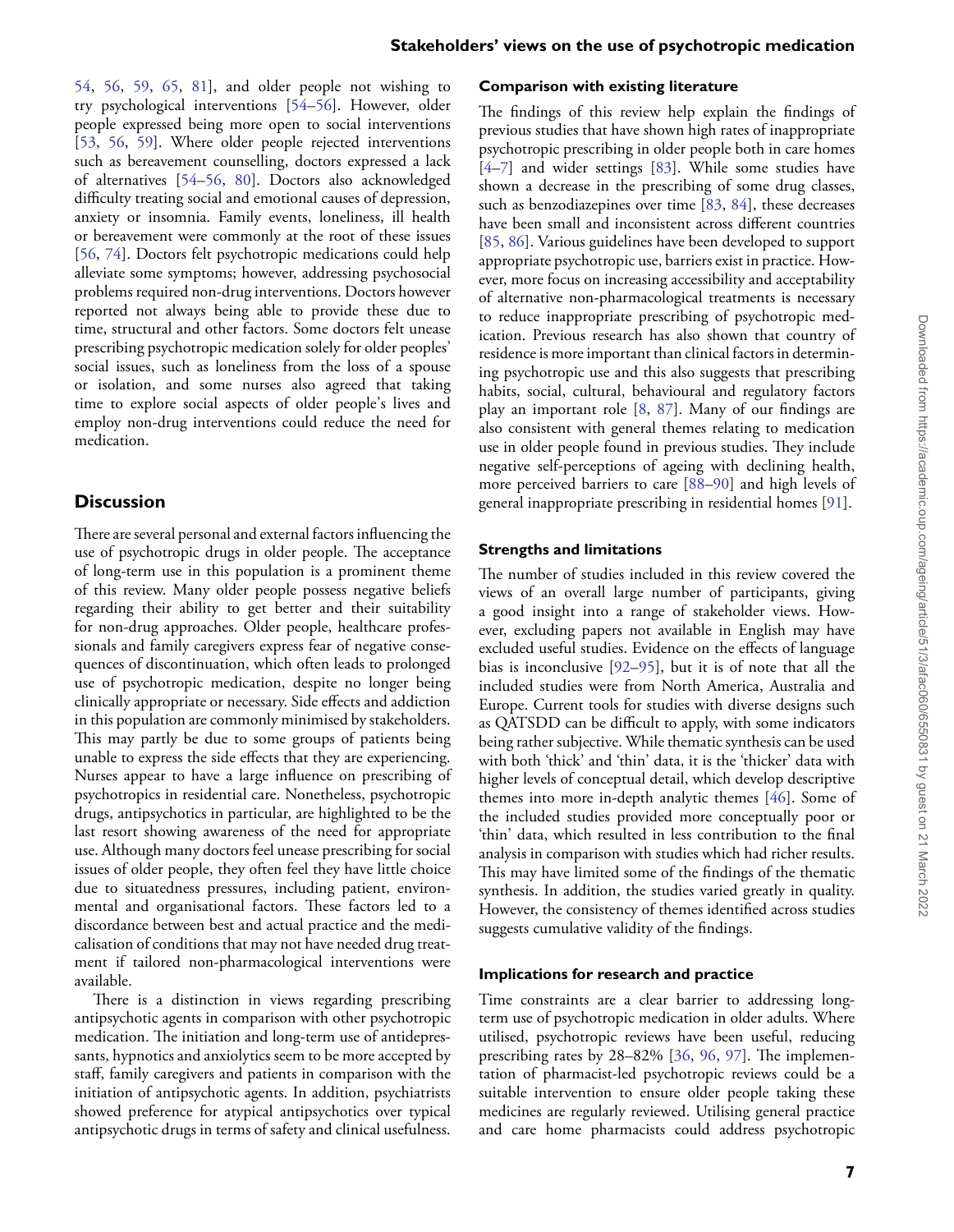54, 56, 59, 65, 81], and older people not wishing to try psychological interventions [54–56]. However, older people expressed being more open to social interventions [53, 56, 59]. Where older people rejected interventions such as bereavement counselling, doctors expressed a lack of alternatives [54–56, 80]. Doctors also acknowledged difficulty treating social and emotional causes of depression, anxiety or insomnia. Family events, loneliness, ill health or bereavement were commonly at the root of these issues [56, 74]. Doctors felt psychotropic medications could help alleviate some symptoms; however, addressing psychosocial problems required non-drug interventions. Doctors however reported not always being able to provide these due to time, structural and other factors. Some doctors felt unease prescribing psychotropic medication solely for older peoples' social issues, such as loneliness from the loss of a spouse or isolation, and some nurses also agreed that taking time to explore social aspects of older people's lives and employ non-drug interventions could reduce the need for medication.

## Discussion

There are several personal and external factors influencing the use of psychotropic drugs in older people. The acceptance of long-term use in this population is a prominent theme of this review. Many older people possess negative beliefs regarding their ability to get better and their suitability for non-drug approaches. Older people, healthcare professionals and family caregivers express fear of negative consequences of discontinuation, which often leads to prolonged use of psychotropic medication, despite no longer being clinically appropriate or necessary. Side effects and addiction in this population are commonly minimised by stakeholders. This may partly be due to some groups of patients being unable to express the side effects that they are experiencing. Nurses appear to have a large influence on prescribing of psychotropics in residential care. Nonetheless, psychotropic drugs, antipsychotics in particular, are highlighted to be the last resort showing awareness of the need for appropriate use. Although many doctors feel unease prescribing for social issues of older people, they often feel they have little choice due to situatedness pressures, including patient, environmental and organisational factors. These factors led to a discordance between best and actual practice and the medicalisation of conditions that may not have needed drug treatment if tailored non-pharmacological interventions were available.

There is a distinction in views regarding prescribing antipsychotic agents in comparison with other psychotropic medication. The initiation and long-term use of antidepressants, hypnotics and anxiolytics seem to be more accepted by staff, family caregivers and patients in comparison with the initiation of antipsychotic agents. In addition, psychiatrists showed preference for atypical antipsychotics over typical antipsychotic drugs in terms of safety and clinical usefulness.

### Comparison with existing literature

The findings of this review help explain the findings of previous studies that have shown high rates of inappropriate psychotropic prescribing in older people both in care homes [4–7] and wider settings [83]. While some studies have shown a decrease in the prescribing of some drug classes, such as benzodiazepines over time [83, 84], these decreases have been small and inconsistent across different countries [85, 86]. Various guidelines have been developed to support appropriate psychotropic use, barriers exist in practice. However, more focus on increasing accessibility and acceptability of alternative non-pharmacological treatments is necessary to reduce inappropriate prescribing of psychotropic medication. Previous research has also shown that country of residence is more important than clinical factors in determining psychotropic use and this also suggests that prescribing habits, social, cultural, behavioural and regulatory factors play an important role [8, 87]. Many of our findings are also consistent with general themes relating to medication use in older people found in previous studies. They include negative self-perceptions of ageing with declining health, more perceived barriers to care [88–90] and high levels of general inappropriate prescribing in residential homes [91].

### Strengths and limitations

The number of studies included in this review covered the views of an overall large number of participants, giving a good insight into a range of stakeholder views. However, excluding papers not available in English may have excluded useful studies. Evidence on the effects of language bias is inconclusive [92–95], but it is of note that all the included studies were from North America, Australia and Europe. Current tools for studies with diverse designs such as QATSDD can be difficult to apply, with some indicators being rather subjective. While thematic synthesis can be used with both 'thick' and 'thin' data, it is the 'thicker' data with higher levels of conceptual detail, which develop descriptive themes into more in-depth analytic themes [46]. Some of the included studies provided more conceptually poor or 'thin' data, which resulted in less contribution to the final analysis in comparison with studies which had richer results. This may have limited some of the findings of the thematic synthesis. In addition, the studies varied greatly in quality. However, the consistency of themes identified across studies suggests cumulative validity of the findings.

### Implications for research and practice

Time constraints are a clear barrier to addressing long-term use of psychotropic medication in older adults. Where utilised, psychotropic reviews have been useful, reducing prescribing rates by 28–82% [36, 96, 97]. The implementation of pharmacist-led psychotropic reviews could be a suitable intervention to ensure older people taking these medicines are regularly reviewed. Utilising general practice and care home pharmacists could address psychotropic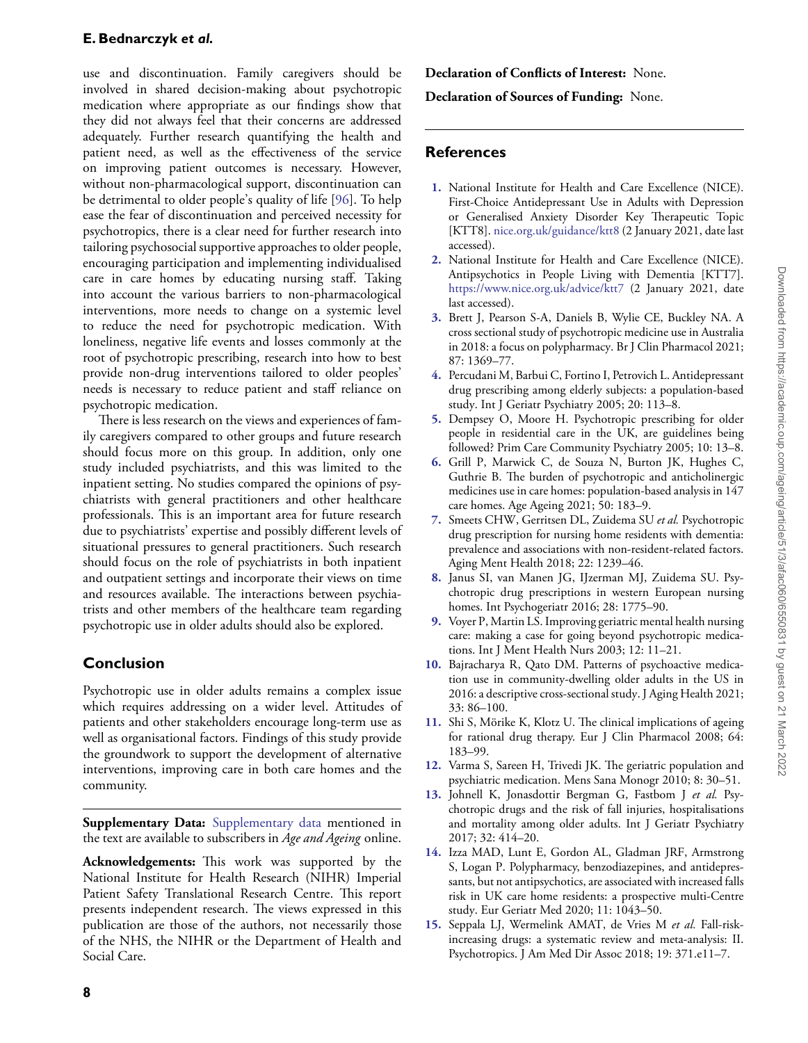use and discontinuation. Family caregivers should be involved in shared decision-making about psychotropic medication where appropriate as our findings show that they did not always feel that their concerns are addressed adequately. Further research quantifying the health and patient need, as well as the effectiveness of the service on improving patient outcomes is necessary. However, without non-pharmacological support, discontinuation can be detrimental to older people's quality of life [96]. To help ease the fear of discontinuation and perceived necessity for psychotropics, there is a clear need for further research into tailoring psychosocial supportive approaches to older people, encouraging participation and implementing individualised care in care homes by educating nursing staff. Taking into account the various barriers to non-pharmacological interventions, more needs to change on a systemic level to reduce the need for psychotropic medication. With loneliness, negative life events and losses commonly at the root of psychotropic prescribing, research into how to best provide non-drug interventions tailored to older peoples' needs is necessary to reduce patient and staff reliance on psychotropic medication.

There is less research on the views and experiences of family caregivers compared to other groups and future research should focus more on this group. In addition, only one study included psychiatrists, and this was limited to the inpatient setting. No studies compared the opinions of psychiatrists with general practitioners and other healthcare professionals. This is an important area for future research due to psychiatrists' expertise and possibly different levels of situational pressures to general practitioners. Such research should focus on the role of psychiatrists in both inpatient and outpatient settings and incorporate their views on time and resources available. The interactions between psychiatrists and other members of the healthcare team regarding psychotropic use in older adults should also be explored.

## Conclusion

Psychotropic use in older adults remains a complex issue which requires addressing on a wider level. Attitudes of patients and other stakeholders encourage long-term use as well as organisational factors. Findings of this study provide the groundwork to support the development of alternative interventions, improving care in both care homes and the community.

**Supplementary Data:** Supplementary data mentioned in the text are available to subscribers in *Age and Ageing* online.

**Acknowledgements:** This work was supported by the National Institute for Health Research (NIHR) Imperial Patient Safety Translational Research Centre. This report presents independent research. The views expressed in this publication are those of the authors, not necessarily those of the NHS, the NIHR or the Department of Health and Social Care.

**Declaration of Conflicts of Interest:** None.

**Declaration of Sources of Funding:** None.

## References

1. National Institute for Health and Care Excellence (NICE). First-Choice Antidepressant Use in Adults with Depression or Generalised Anxiety Disorder Key Therapeutic Topic [KTT8]. nice.org.uk/guidance/ktt8 (2 January 2021, date last accessed).
2. National Institute for Health and Care Excellence (NICE). Antipsychotics in People Living with Dementia [KTT7]. https://www.nice.org.uk/advice/ktt7 (2 January 2021, date last accessed).
3. Brett J, Pearson S-A, Daniels B, Wylie CE, Buckley NA. A cross sectional study of psychotropic medicine use in Australia in 2018: a focus on polypharmacy. Br J Clin Pharmacol 2021; 87: 1369–77.
4. Percudani M, Barbui C, Fortino I, Petrovich L. Antidepressant drug prescribing among elderly subjects: a population-based study. Int J Geriatr Psychiatry 2005; 20: 113–8.
5. Dempsey O, Moore H. Psychotropic prescribing for older people in residential care in the UK, are guidelines being followed? Prim Care Community Psychiatry 2005; 10: 13–8.
6. Grill P, Marwick C, de Souza N, Burton JK, Hughes C, Guthrie B. The burden of psychotropic and anticholinergic medicines use in care homes: population-based analysis in 147 care homes. Age Ageing 2021; 50: 183–9.
7. Smeets CHW, Gerritsen DL, Zuidema SU *et al.* Psychotropic drug prescription for nursing home residents with dementia: prevalence and associations with non-resident-related factors. Aging Ment Health 2018; 22: 1239–46.
8. Janus SI, van Manen JG, IJzerman MJ, Zuidema SU. Psychotropic drug prescriptions in western European nursing homes. Int Psychogeriatr 2016; 28: 1775–90.
9. Voyer P, Martin LS. Improving geriatric mental health nursing care: making a case for going beyond psychotropic medications. Int J Ment Health Nurs 2003; 12: 11–21.
10. Bajracharya R, Qato DM. Patterns of psychoactive medication use in community-dwelling older adults in the US in 2016: a descriptive cross-sectional study. J Aging Health 2021; 33: 86–100.
11. Shi S, Mörike K, Klotz U. The clinical implications of ageing for rational drug therapy. Eur J Clin Pharmacol 2008; 64: 183–99.
12. Varma S, Sareen H, Trivedi JK. The geriatric population and psychiatric medication. Mens Sana Monogr 2010; 8: 30–51.
13. Johnell K, Jonasdottir Bergman G, Fastbom J *et al.* Psychotropic drugs and the risk of fall injuries, hospitalisations and mortality among older adults. Int J Geriatr Psychiatry 2017; 32: 414–20.
14. Izza MAD, Lunt E, Gordon AL, Gladman JRF, Armstrong S, Logan P. Polypharmacy, benzodiazepines, and antidepressants, but not antipsychotics, are associated with increased falls risk in UK care home residents: a prospective multi-Centre study. Eur Geriatr Med 2020; 11: 1043–50.
15. Seppala LJ, Wermelink AMAT, de Vries M *et al.* Fall-risk-increasing drugs: a systematic review and meta-analysis: II. Psychotropics. J Am Med Dir Assoc 2018; 19: 371.e11–7.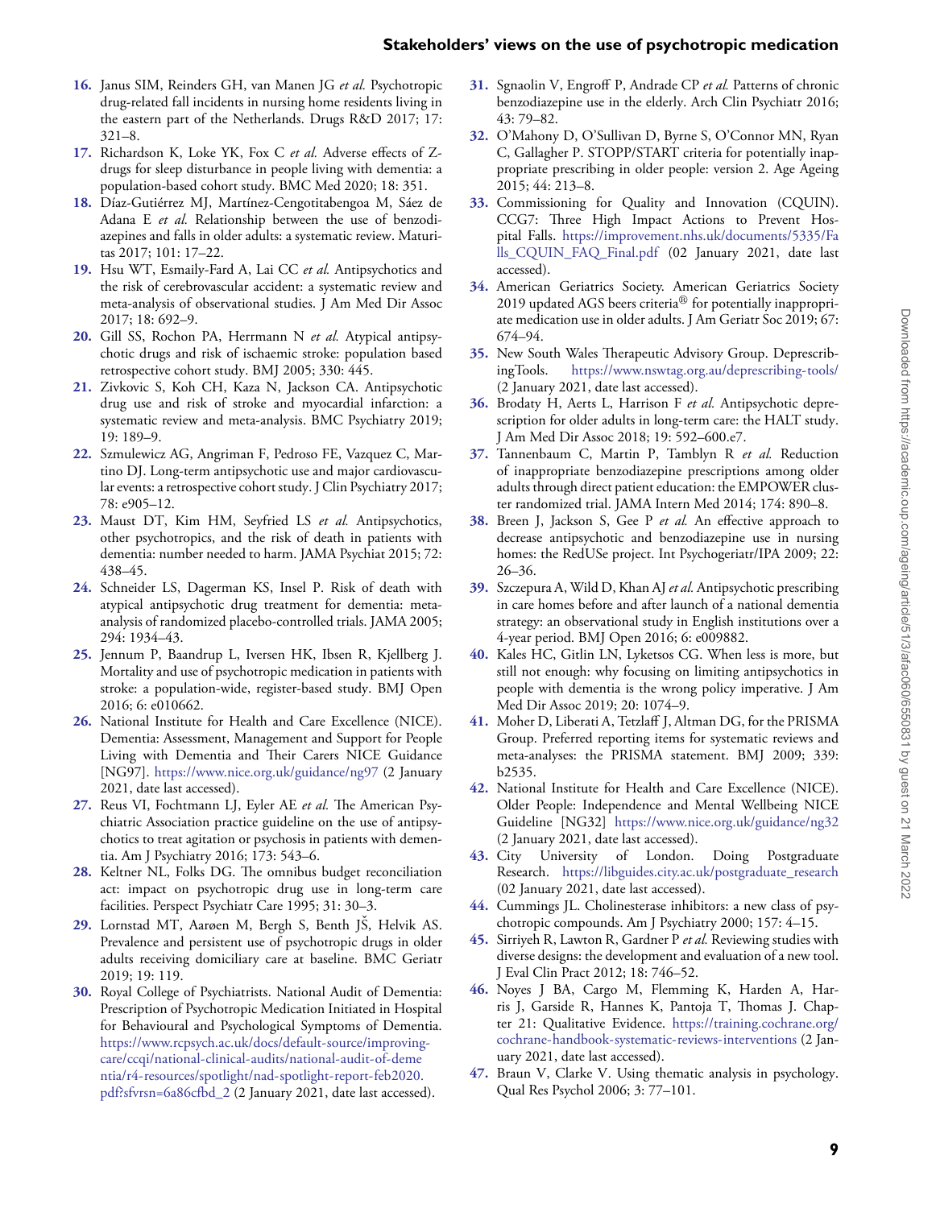16. Janus SIM, Reinders GH, van Manen JG *et al.* Psychotropic drug-related fall incidents in nursing home residents living in the eastern part of the Netherlands. Drugs R&D 2017; 17: 321–8.
17. Richardson K, Loke YK, Fox C *et al.* Adverse effects of Z-drugs for sleep disturbance in people living with dementia: a population-based cohort study. BMC Med 2020; 18: 351.
18. Díaz-Gutiérrez MJ, Martínez-Cengotitabengoa M, Sáez de Adana E *et al.* Relationship between the use of benzodiazepines and falls in older adults: a systematic review. Maturitas 2017; 101: 17–22.
19. Hsu WT, Esmaily-Fard A, Lai CC *et al.* Antipsychotics and the risk of cerebrovascular accident: a systematic review and meta-analysis of observational studies. J Am Med Dir Assoc 2017; 18: 692–9.
20. Gill SS, Rochon PA, Herrmann N *et al.* Atypical antipsychotic drugs and risk of ischaemic stroke: population based retrospective cohort study. BMJ 2005; 330: 445.
21. Zivkovic S, Koh CH, Kaza N, Jackson CA. Antipsychotic drug use and risk of stroke and myocardial infarction: a systematic review and meta-analysis. BMC Psychiatry 2019; 19: 189–9.
22. Szmulewicz AG, Angriman F, Pedroso FE, Vazquez C, Martino DJ. Long-term antipsychotic use and major cardiovascular events: a retrospective cohort study. J Clin Psychiatry 2017; 78: e905–12.
23. Maust DT, Kim HM, Seyfried LS *et al.* Antipsychotics, other psychotropics, and the risk of death in patients with dementia: number needed to harm. JAMA Psychiat 2015; 72: 438–45.
24. Schneider LS, Dagerman KS, Insel P. Risk of death with atypical antipsychotic drug treatment for dementia: meta-analysis of randomized placebo-controlled trials. JAMA 2005; 294: 1934–43.
25. Jennum P, Baandrup L, Iversen HK, Ibsen R, Kjellberg J. Mortality and use of psychotropic medication in patients with stroke: a population-wide, register-based study. BMJ Open 2016; 6: e010662.
26. National Institute for Health and Care Excellence (NICE). Dementia: Assessment, Management and Support for People Living with Dementia and Their Carers NICE Guidance [NG97]. https://www.nice.org.uk/guidance/ng97 (2 January 2021, date last accessed).
27. Reus VI, Fochtmann LJ, Eyler AE *et al.* The American Psychiatric Association practice guideline on the use of antipsychotics to treat agitation or psychosis in patients with dementia. Am J Psychiatry 2016; 173: 543–6.
28. Keltner NL, Folks DG. The omnibus budget reconciliation act: impact on psychotropic drug use in long-term care facilities. Perspect Psychiatr Care 1995; 31: 30–3.
29. Lornstad MT, Aarøen M, Bergh S, Benth JŠ, Helvik AS. Prevalence and persistent use of psychotropic drugs in older adults receiving domiciliary care at baseline. BMC Geriatr 2019; 19: 119.
30. Royal College of Psychiatrists. National Audit of Dementia: Prescription of Psychotropic Medication Initiated in Hospital for Behavioural and Psychological Symptoms of Dementia. https://www.rcpsych.ac.uk/docs/default-source/improving-care/ccqi/national-clinical-audits/national-audit-of-dementia/r4-resources/spotlight/nad-spotlight-report-feb2020.pdf?sfvrsn=6a86cfbd_2 (2 January 2021, date last accessed).
31. Sgnaolin V, Engroff P, Andrade CP *et al.* Patterns of chronic benzodiazepine use in the elderly. Arch Clin Psychiatr 2016; 43: 79–82.
32. O'Mahony D, O'Sullivan D, Byrne S, O'Connor MN, Ryan C, Gallagher P. STOPP/START criteria for potentially inappropriate prescribing in older people: version 2. Age Ageing 2015; 44: 213–8.
33. Commissioning for Quality and Innovation (CQUIN). CCG7: Three High Impact Actions to Prevent Hospital Falls. https://improvement.nhs.uk/documents/5335/Falls_CQUIN_FAQ_Final.pdf (02 January 2021, date last accessed).
34. American Geriatrics Society. American Geriatrics Society 2019 updated AGS beers criteria® for potentially inappropriate medication use in older adults. J Am Geriatr Soc 2019; 67: 674–94.
35. New South Wales Therapeutic Advisory Group. DeprescribingTools. https://www.nswtag.org.au/deprescribing-tools/ (2 January 2021, date last accessed).
36. Brodaty H, Aerts L, Harrison F *et al.* Antipsychotic deprescription for older adults in long-term care: the HALT study. J Am Med Dir Assoc 2018; 19: 592–600.e7.
37. Tannenbaum C, Martin P, Tamblyn R *et al.* Reduction of inappropriate benzodiazepine prescriptions among older adults through direct patient education: the EMPOWER cluster randomized trial. JAMA Intern Med 2014; 174: 890–8.
38. Breen J, Jackson S, Gee P *et al.* An effective approach to decrease antipsychotic and benzodiazepine use in nursing homes: the RedUSe project. Int Psychogeriatr/IPA 2009; 22: 26–36.
39. Szczepura A, Wild D, Khan AJ *et al.* Antipsychotic prescribing in care homes before and after launch of a national dementia strategy: an observational study in English institutions over a 4-year period. BMJ Open 2016; 6: e009882.
40. Kales HC, Gitlin LN, Lyketsos CG. When less is more, but still not enough: why focusing on limiting antipsychotics in people with dementia is the wrong policy imperative. J Am Med Dir Assoc 2019; 20: 1074–9.
41. Moher D, Liberati A, Tetzlaff J, Altman DG, for the PRISMA Group. Preferred reporting items for systematic reviews and meta-analyses: the PRISMA statement. BMJ 2009; 339: b2535.
42. National Institute for Health and Care Excellence (NICE). Older People: Independence and Mental Wellbeing NICE Guideline [NG32] https://www.nice.org.uk/guidance/ng32 (2 January 2021, date last accessed).
43. City University of London. Doing Postgraduate Research. https://libguides.city.ac.uk/postgraduate_research (02 January 2021, date last accessed).
44. Cummings JL. Cholinesterase inhibitors: a new class of psychotropic compounds. Am J Psychiatry 2000; 157: 4–15.
45. Sirriyeh R, Lawton R, Gardner P *et al.* Reviewing studies with diverse designs: the development and evaluation of a new tool. J Eval Clin Pract 2012; 18: 746–52.
46. Noyes J BA, Cargo M, Flemming K, Harden A, Harris J, Garside R, Hannes K, Pantoja T, Thomas J. Chapter 21: Qualitative Evidence. https://training.cochrane.org/cochrane-handbook-systematic-reviews-interventions (2 January 2021, date last accessed).
47. Braun V, Clarke V. Using thematic analysis in psychology. Qual Res Psychol 2006; 3: 77–101.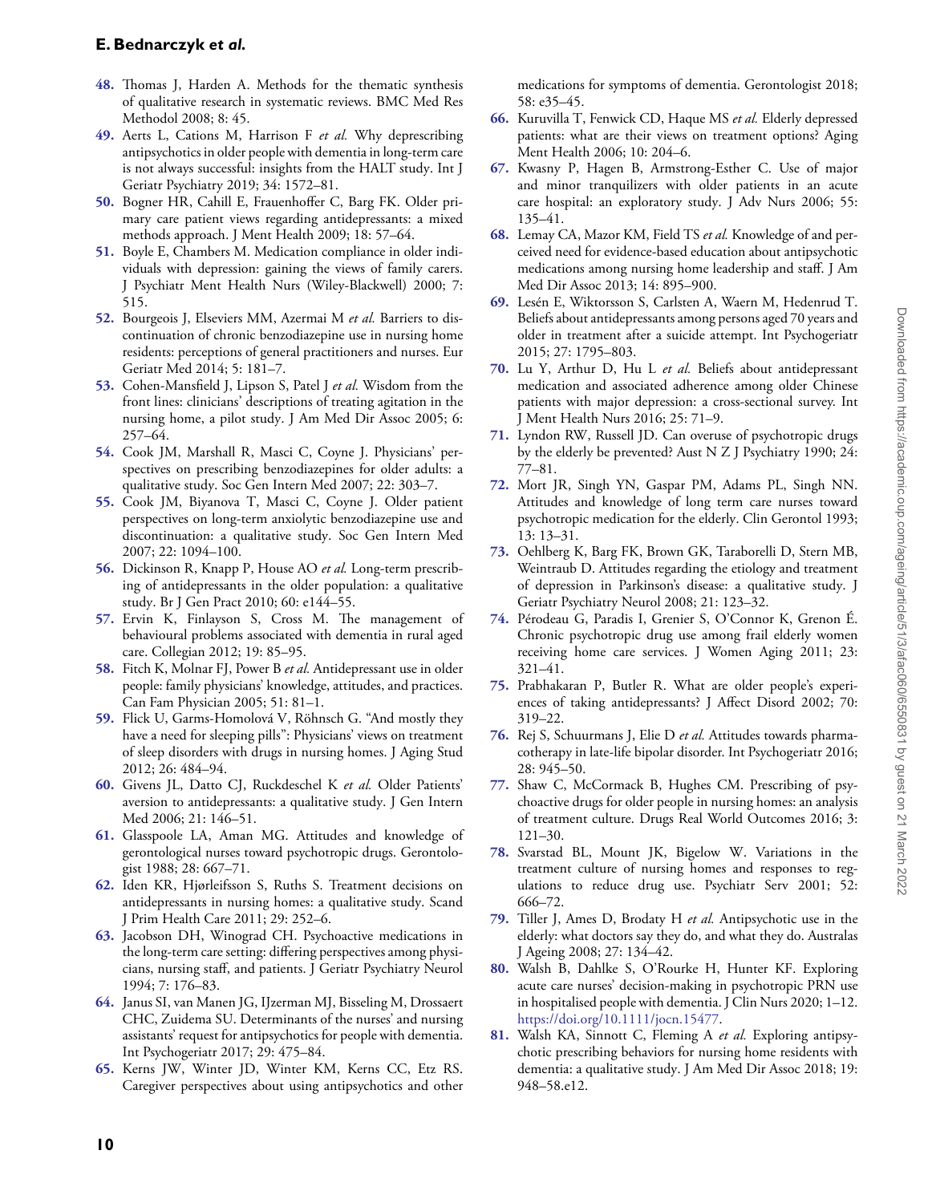48. Thomas J, Harden A. Methods for the thematic synthesis of qualitative research in systematic reviews. BMC Med Res Methodol 2008; 8: 45.
49. Aerts L, Cations M, Harrison F *et al.* Why deprescribing antipsychotics in older people with dementia in long-term care is not always successful: insights from the HALT study. Int J Geriatr Psychiatry 2019; 34: 1572–81.
50. Bogner HR, Cahill E, Frauenhoffer C, Barg FK. Older primary care patient views regarding antidepressants: a mixed methods approach. J Ment Health 2009; 18: 57–64.
51. Boyle E, Chambers M. Medication compliance in older individuals with depression: gaining the views of family carers. J Psychiatr Ment Health Nurs (Wiley-Blackwell) 2000; 7: 515.
52. Bourgeois J, Elseviers MM, Azermai M *et al.* Barriers to discontinuation of chronic benzodiazepine use in nursing home residents: perceptions of general practitioners and nurses. Eur Geriatr Med 2014; 5: 181–7.
53. Cohen-Mansfield J, Lipson S, Patel J *et al.* Wisdom from the front lines: clinicians' descriptions of treating agitation in the nursing home, a pilot study. J Am Med Dir Assoc 2005; 6: 257–64.
54. Cook JM, Marshall R, Masci C, Coyne J. Physicians' perspectives on prescribing benzodiazepines for older adults: a qualitative study. Soc Gen Intern Med 2007; 22: 303–7.
55. Cook JM, Biyanova T, Masci C, Coyne J. Older patient perspectives on long-term anxiolytic benzodiazepine use and discontinuation: a qualitative study. Soc Gen Intern Med 2007; 22: 1094–100.
56. Dickinson R, Knapp P, House AO *et al.* Long-term prescribing of antidepressants in the older population: a qualitative study. Br J Gen Pract 2010; 60: e144–55.
57. Ervin K, Finlayson S, Cross M. The management of behavioural problems associated with dementia in rural aged care. Collegian 2012; 19: 85–95.
58. Fitch K, Molnar FJ, Power B *et al.* Antidepressant use in older people: family physicians' knowledge, attitudes, and practices. Can Fam Physician 2005; 51: 81–1.
59. Flick U, Garms-Homolová V, Röhnsch G. "And mostly they have a need for sleeping pills": Physicians' views on treatment of sleep disorders with drugs in nursing homes. J Aging Stud 2012; 26: 484–94.
60. Givens JL, Datto CJ, Ruckdeschel K *et al.* Older Patients' aversion to antidepressants: a qualitative study. J Gen Intern Med 2006; 21: 146–51.
61. Glasspoole LA, Aman MG. Attitudes and knowledge of gerontological nurses toward psychotropic drugs. Gerontologist 1988; 28: 667–71.
62. Iden KR, Hjørleifsson S, Ruths S. Treatment decisions on antidepressants in nursing homes: a qualitative study. Scand J Prim Health Care 2011; 29: 252–6.
63. Jacobson DH, Winograd CH. Psychoactive medications in the long-term care setting: differing perspectives among physicians, nursing staff, and patients. J Geriatr Psychiatry Neurol 1994; 7: 176–83.
64. Janus SI, van Manen JG, IJzerman MJ, Bisseling M, Drossaert CHC, Zuidema SU. Determinants of the nurses' and nursing assistants' request for antipsychotics for people with dementia. Int Psychogeriatr 2017; 29: 475–84.
65. Kerns JW, Winter JD, Winter KM, Kerns CC, Etz RS. Caregiver perspectives about using antipsychotics and other medications for symptoms of dementia. Gerontologist 2018; 58: e35–45.
66. Kuruvilla T, Fenwick CD, Haque MS *et al.* Elderly depressed patients: what are their views on treatment options? Aging Ment Health 2006; 10: 204–6.
67. Kwasny P, Hagen B, Armstrong-Esther C. Use of major and minor tranquilizers with older patients in an acute care hospital: an exploratory study. J Adv Nurs 2006; 55: 135–41.
68. Lemay CA, Mazor KM, Field TS *et al.* Knowledge of and perceived need for evidence-based education about antipsychotic medications among nursing home leadership and staff. J Am Med Dir Assoc 2013; 14: 895–900.
69. Lesén E, Wiktorsson S, Carlsten A, Waern M, Hedenrud T. Beliefs about antidepressants among persons aged 70 years and older in treatment after a suicide attempt. Int Psychogeriatr 2015; 27: 1795–803.
70. Lu Y, Arthur D, Hu L *et al.* Beliefs about antidepressant medication and associated adherence among older Chinese patients with major depression: a cross-sectional survey. Int J Ment Health Nurs 2016; 25: 71–9.
71. Lyndon RW, Russell JD. Can overuse of psychotropic drugs by the elderly be prevented? Aust N Z J Psychiatry 1990; 24: 77–81.
72. Mort JR, Singh YN, Gaspar PM, Adams PL, Singh NN. Attitudes and knowledge of long term care nurses toward psychotropic medication for the elderly. Clin Gerontol 1993; 13: 13–31.
73. Oehlberg K, Barg FK, Brown GK, Taraborelli D, Stern MB, Weintraub D. Attitudes regarding the etiology and treatment of depression in Parkinson's disease: a qualitative study. J Geriatr Psychiatry Neurol 2008; 21: 123–32.
74. Pérodeau G, Paradis I, Grenier S, O'Connor K, Grenon É. Chronic psychotropic drug use among frail elderly women receiving home care services. J Women Aging 2011; 23: 321–41.
75. Prabhakaran P, Butler R. What are older people's experiences of taking antidepressants? J Affect Disord 2002; 70: 319–22.
76. Rej S, Schuurmans J, Elie D *et al.* Attitudes towards pharmacotherapy in late-life bipolar disorder. Int Psychogeriatr 2016; 28: 945–50.
77. Shaw C, McCormack B, Hughes CM. Prescribing of psychoactive drugs for older people in nursing homes: an analysis of treatment culture. Drugs Real World Outcomes 2016; 3: 121–30.
78. Svarstad BL, Mount JK, Bigelow W. Variations in the treatment culture of nursing homes and responses to regulations to reduce drug use. Psychiatr Serv 2001; 52: 666–72.
79. Tiller J, Ames D, Brodaty H *et al.* Antipsychotic use in the elderly: what doctors say they do, and what they do. Australas J Ageing 2008; 27: 134–42.
80. Walsh B, Dahlke S, O'Rourke H, Hunter KF. Exploring acute care nurses' decision-making in psychotropic PRN use in hospitalised people with dementia. J Clin Nurs 2020; 1–12. https://doi.org/10.1111/jocn.15477.
81. Walsh KA, Sinnott C, Fleming A *et al.* Exploring antipsychotic prescribing behaviors for nursing home residents with dementia: a qualitative study. J Am Med Dir Assoc 2018; 19: 948–58.e12.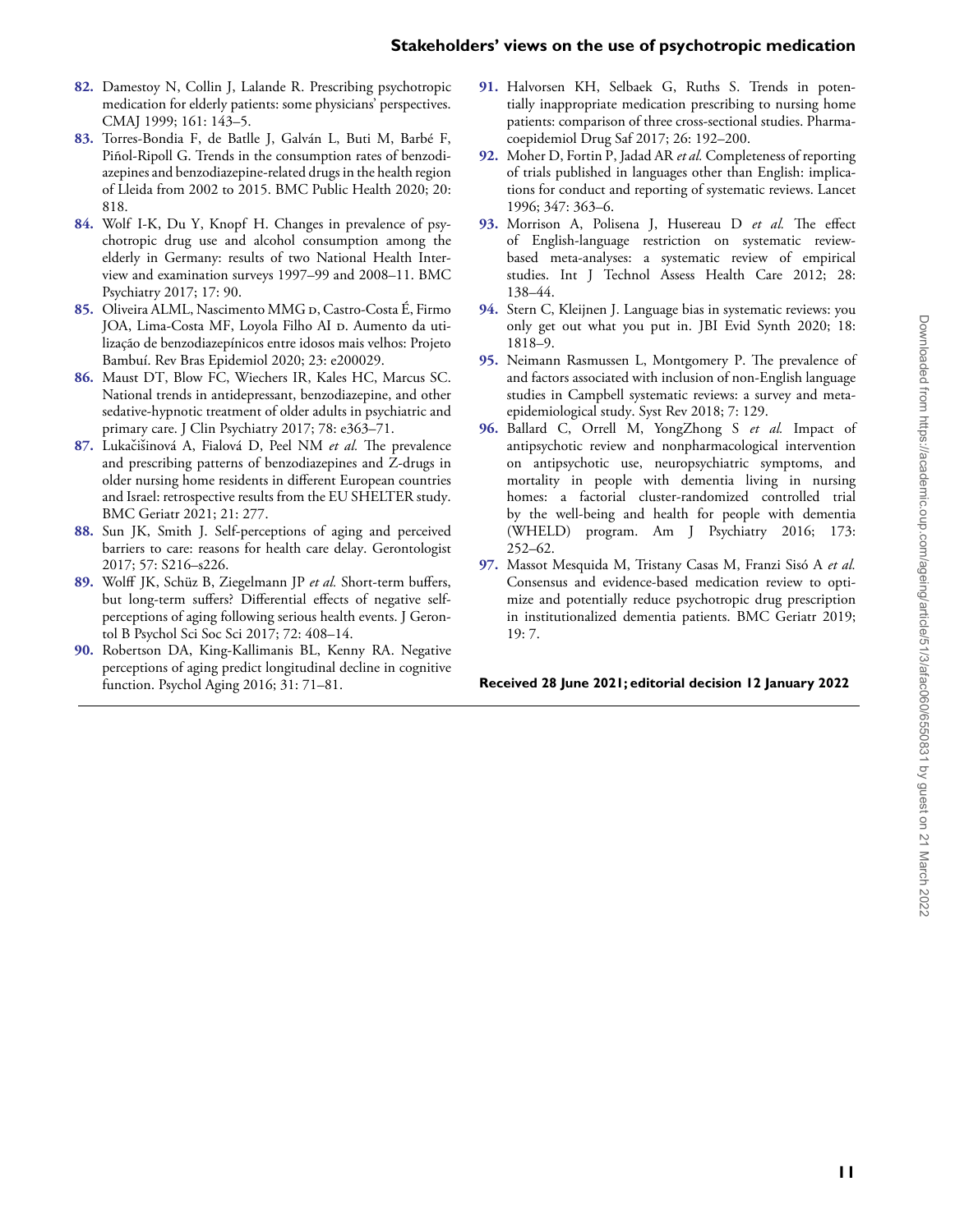82. Damestoy N, Collin J, Lalande R. Prescribing psychotropic medication for elderly patients: some physicians' perspectives. CMAJ 1999; 161: 143–5.
83. Torres-Bondia F, de Batlle J, Galván L, Buti M, Barbé F, Piñol-Ripoll G. Trends in the consumption rates of benzodiazepines and benzodiazepine-related drugs in the health region of Lleida from 2002 to 2015. BMC Public Health 2020; 20: 818.
84. Wolf I-K, Du Y, Knopf H. Changes in prevalence of psychotropic drug use and alcohol consumption among the elderly in Germany: results of two National Health Interview and examination surveys 1997–99 and 2008–11. BMC Psychiatry 2017; 17: 90.
85. Oliveira ALML, Nascimento MMG D, Castro-Costa É, Firmo JOA, Lima-Costa MF, Loyola Filho AI D. Aumento da utilização de benzodiazepínicos entre idosos mais velhos: Projeto Bambuí. Rev Bras Epidemiol 2020; 23: e200029.
86. Maust DT, Blow FC, Wiechers IR, Kales HC, Marcus SC. National trends in antidepressant, benzodiazepine, and other sedative-hypnotic treatment of older adults in psychiatric and primary care. J Clin Psychiatry 2017; 78: e363–71.
87. Lukačišinová A, Fialová D, Peel NM *et al.* The prevalence and prescribing patterns of benzodiazepines and Z-drugs in older nursing home residents in different European countries and Israel: retrospective results from the EU SHELTER study. BMC Geriatr 2021; 21: 277.
88. Sun JK, Smith J. Self-perceptions of aging and perceived barriers to care: reasons for health care delay. Gerontologist 2017; 57: S216–s226.
89. Wolff JK, Schüz B, Ziegelmann JP *et al.* Short-term buffers, but long-term suffers? Differential effects of negative self-perceptions of aging following serious health events. J Gerontol B Psychol Sci Soc Sci 2017; 72: 408–14.
90. Robertson DA, King-Kallimanis BL, Kenny RA. Negative perceptions of aging predict longitudinal decline in cognitive function. Psychol Aging 2016; 31: 71–81.
91. Halvorsen KH, Selbaek G, Ruths S. Trends in potentially inappropriate medication prescribing to nursing home patients: comparison of three cross-sectional studies. Pharmacoepidemiol Drug Saf 2017; 26: 192–200.
92. Moher D, Fortin P, Jadad AR *et al.* Completeness of reporting of trials published in languages other than English: implications for conduct and reporting of systematic reviews. Lancet 1996; 347: 363–6.
93. Morrison A, Polisena J, Husereau D *et al.* The effect of English-language restriction on systematic review-based meta-analyses: a systematic review of empirical studies. Int J Technol Assess Health Care 2012; 28: 138–44.
94. Stern C, Kleijnen J. Language bias in systematic reviews: you only get out what you put in. JBI Evid Synth 2020; 18: 1818–9.
95. Neimann Rasmussen L, Montgomery P. The prevalence of and factors associated with inclusion of non-English language studies in Campbell systematic reviews: a survey and meta-epidemiological study. Syst Rev 2018; 7: 129.
96. Ballard C, Orrell M, YongZhong S *et al.* Impact of antipsychotic review and nonpharmacological intervention on antipsychotic use, neuropsychiatric symptoms, and mortality in people with dementia living in nursing homes: a factorial cluster-randomized controlled trial by the well-being and health for people with dementia (WHELD) program. Am J Psychiatry 2016; 173: 252–62.
97. Massot Mesquida M, Tristany Casas M, Franzi Sisó A *et al.* Consensus and evidence-based medication review to optimize and potentially reduce psychotropic drug prescription in institutionalized dementia patients. BMC Geriatr 2019; 19: 7.

**Received 28 June 2021; editorial decision 12 January 2022**